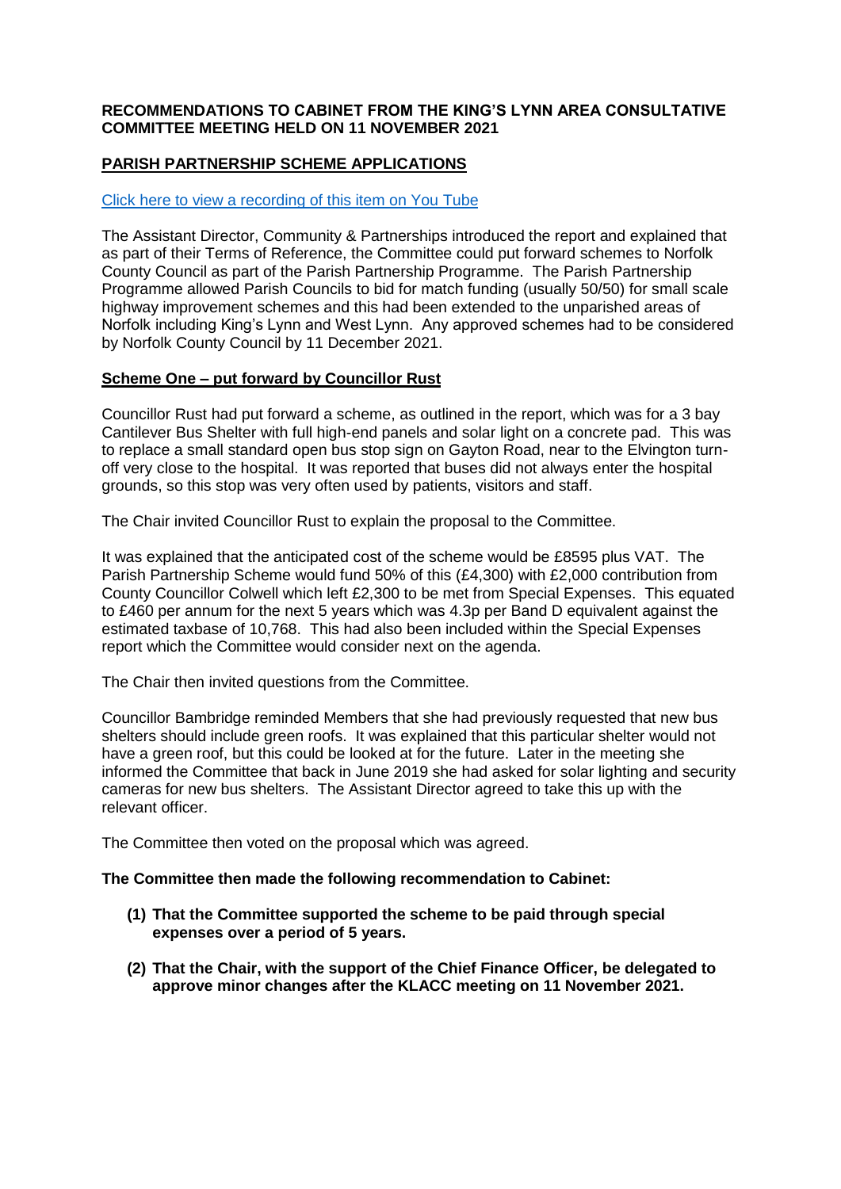# RECOMMENDATIONS TO CABINET FROM THE KING'S LYNN AREA CONSULTATIVE COMMITTEE MEETING HELD ON 11 NOVEMBER 2021

## PARISH PARTNERSHIP SCHEME APPLICATIONS

[Click here to view a recording of this item on You Tube]

The Assistant Director, Community & Partnerships introduced the report and explained that as part of their Terms of Reference, the Committee could put forward schemes to Norfolk County Council as part of the Parish Partnership Programme. The Parish Partnership Programme allowed Parish Councils to bid for match funding (usually 50/50) for small scale highway improvement schemes and this had been extended to the unparished areas of Norfolk including King's Lynn and West Lynn. Any approved schemes had to be considered by Norfolk County Council by 11 December 2021.

### Scheme One – put forward by Councillor Rust

Councillor Rust had put forward a scheme, as outlined in the report, which was for a 3 bay Cantilever Bus Shelter with full high-end panels and solar light on a concrete pad. This was to replace a small standard open bus stop sign on Gayton Road, near to the Elvington turn-off very close to the hospital. It was reported that buses did not always enter the hospital grounds, so this stop was very often used by patients, visitors and staff.

The Chair invited Councillor Rust to explain the proposal to the Committee.

It was explained that the anticipated cost of the scheme would be £8595 plus VAT. The Parish Partnership Scheme would fund 50% of this (£4,300) with £2,000 contribution from County Councillor Colwell which left £2,300 to be met from Special Expenses. This equated to £460 per annum for the next 5 years which was 4.3p per Band D equivalent against the estimated taxbase of 10,768. This had also been included within the Special Expenses report which the Committee would consider next on the agenda.

The Chair then invited questions from the Committee.

Councillor Bambridge reminded Members that she had previously requested that new bus shelters should include green roofs. It was explained that this particular shelter would not have a green roof, but this could be looked at for the future. Later in the meeting she informed the Committee that back in June 2019 she had asked for solar lighting and security cameras for new bus shelters. The Assistant Director agreed to take this up with the relevant officer.

The Committee then voted on the proposal which was agreed.

**The Committee then made the following recommendation to Cabinet:**

1. **That the Committee supported the scheme to be paid through special expenses over a period of 5 years.**
2. **That the Chair, with the support of the Chief Finance Officer, be delegated to approve minor changes after the KLACC meeting on 11 November 2021.**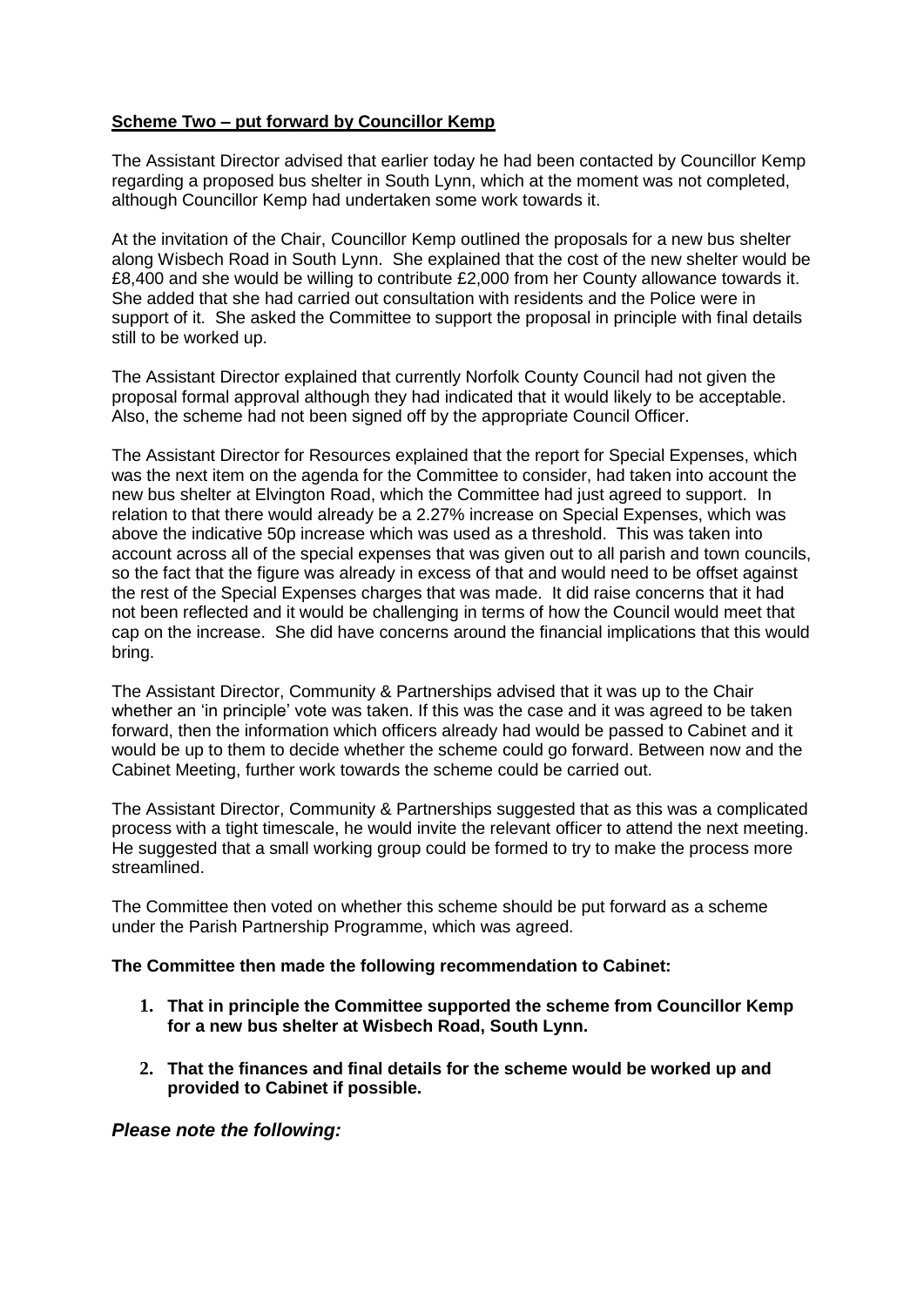**Scheme Two – put forward by Councillor Kemp**

The Assistant Director advised that earlier today he had been contacted by Councillor Kemp regarding a proposed bus shelter in South Lynn, which at the moment was not completed, although Councillor Kemp had undertaken some work towards it.

At the invitation of the Chair, Councillor Kemp outlined the proposals for a new bus shelter along Wisbech Road in South Lynn. She explained that the cost of the new shelter would be £8,400 and she would be willing to contribute £2,000 from her County allowance towards it. She added that she had carried out consultation with residents and the Police were in support of it. She asked the Committee to support the proposal in principle with final details still to be worked up.

The Assistant Director explained that currently Norfolk County Council had not given the proposal formal approval although they had indicated that it would likely to be acceptable. Also, the scheme had not been signed off by the appropriate Council Officer.

The Assistant Director for Resources explained that the report for Special Expenses, which was the next item on the agenda for the Committee to consider, had taken into account the new bus shelter at Elvington Road, which the Committee had just agreed to support. In relation to that there would already be a 2.27% increase on Special Expenses, which was above the indicative 50p increase which was used as a threshold. This was taken into account across all of the special expenses that was given out to all parish and town councils, so the fact that the figure was already in excess of that and would need to be offset against the rest of the Special Expenses charges that was made. It did raise concerns that it had not been reflected and it would be challenging in terms of how the Council would meet that cap on the increase. She did have concerns around the financial implications that this would bring.

The Assistant Director, Community & Partnerships advised that it was up to the Chair whether an 'in principle' vote was taken. If this was the case and it was agreed to be taken forward, then the information which officers already had would be passed to Cabinet and it would be up to them to decide whether the scheme could go forward. Between now and the Cabinet Meeting, further work towards the scheme could be carried out.

The Assistant Director, Community & Partnerships suggested that as this was a complicated process with a tight timescale, he would invite the relevant officer to attend the next meeting. He suggested that a small working group could be formed to try to make the process more streamlined.

The Committee then voted on whether this scheme should be put forward as a scheme under the Parish Partnership Programme, which was agreed.

**The Committee then made the following recommendation to Cabinet:**

1. **That in principle the Committee supported the scheme from Councillor Kemp for a new bus shelter at Wisbech Road, South Lynn.**

2. **That the finances and final details for the scheme would be worked up and provided to Cabinet if possible.**

***Please note the following:***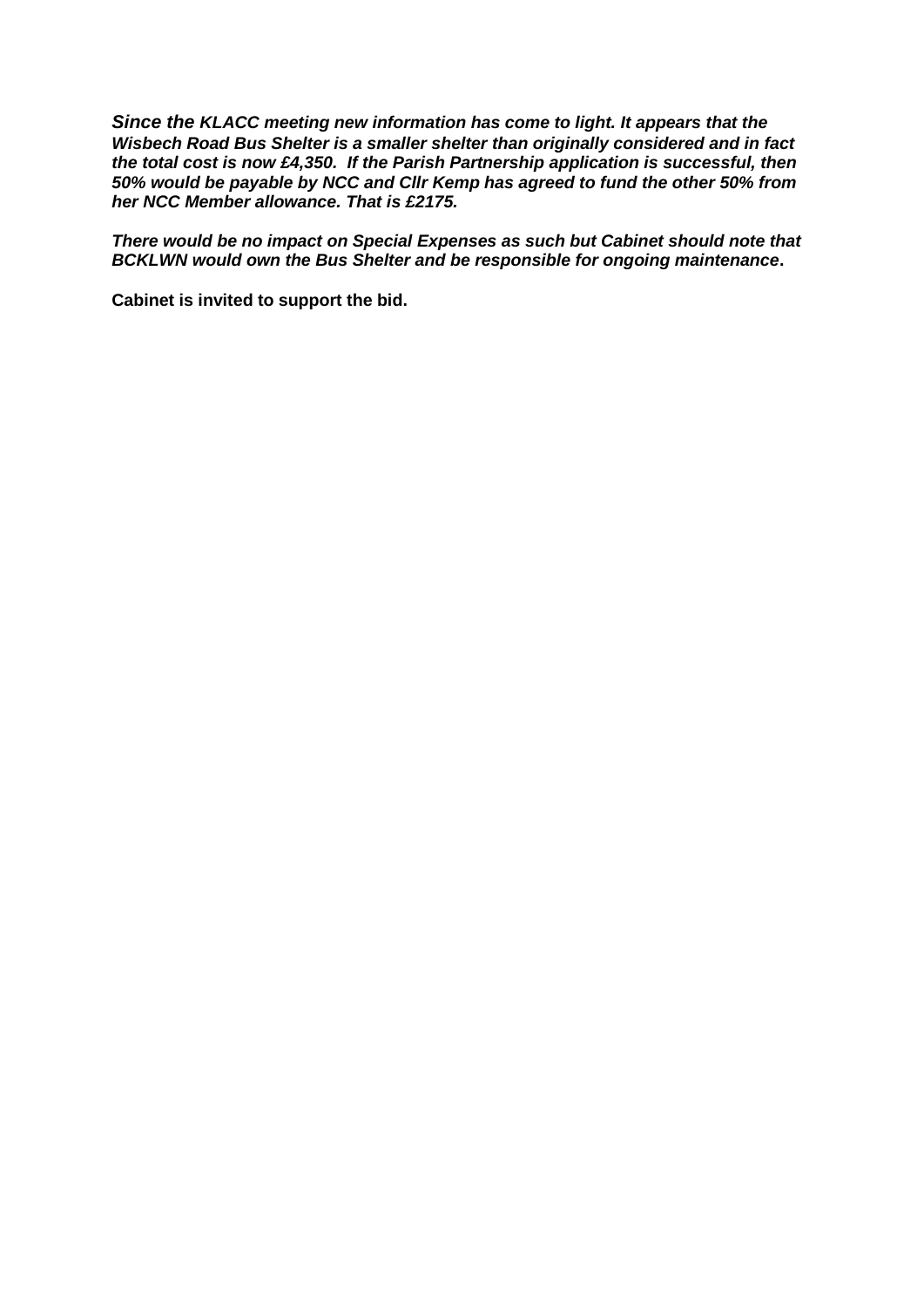***Since the KLACC meeting new information has come to light. It appears that the Wisbech Road Bus Shelter is a smaller shelter than originally considered and in fact the total cost is now £4,350. If the Parish Partnership application is successful, then 50% would be payable by NCC and Cllr Kemp has agreed to fund the other 50% from her NCC Member allowance. That is £2175.***

***There would be no impact on Special Expenses as such but Cabinet should note that BCKLWN would own the Bus Shelter and be responsible for ongoing maintenance*.**

**Cabinet is invited to support the bid.**